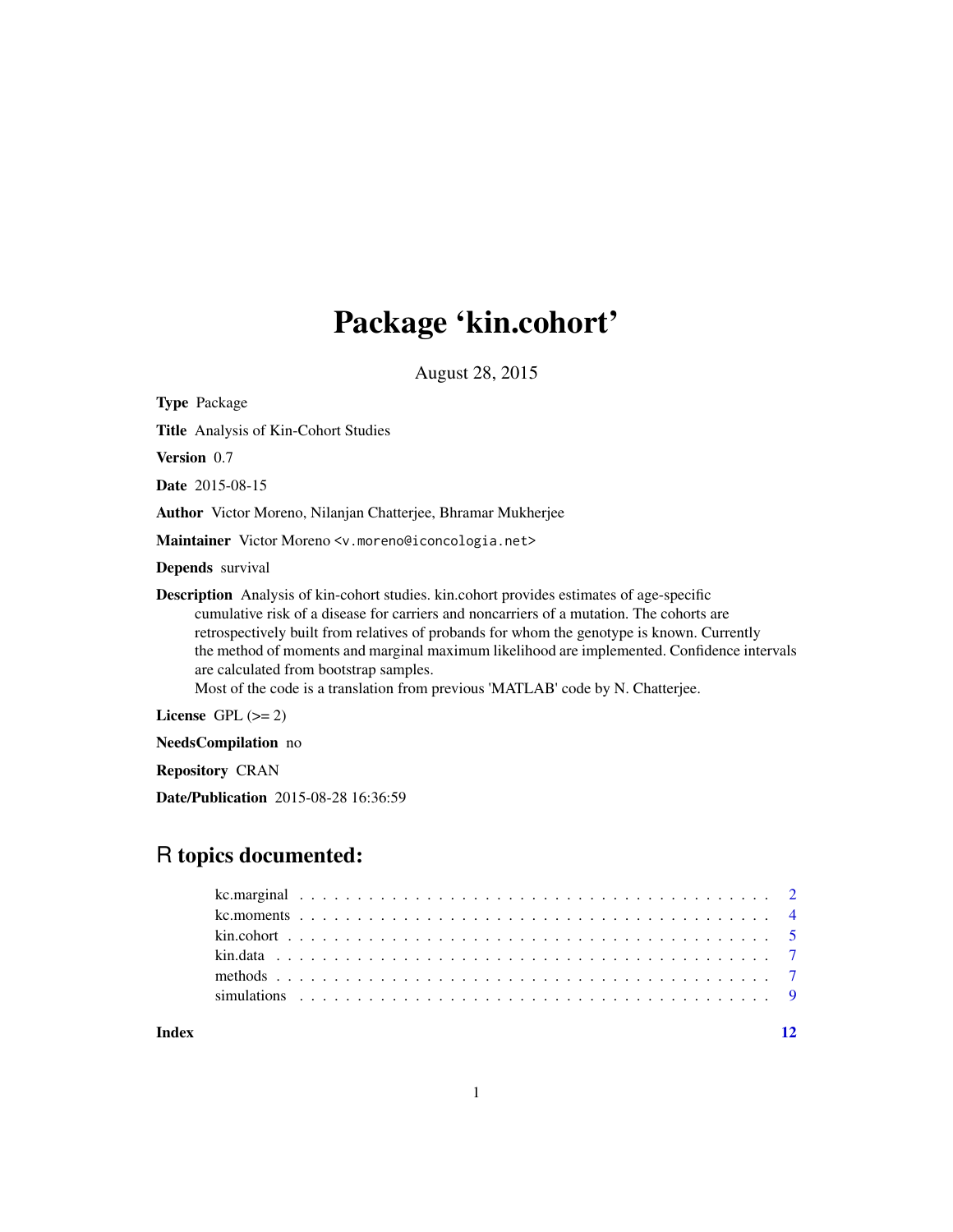# Package 'kin.cohort'

August 28, 2015

**Type** Package

**Title** Analysis of Kin-Cohort Studies

**Version** 0.7

**Date** 2015-08-15

**Author** Victor Moreno, Nilanjan Chatterjee, Bhramar Mukherjee

**Maintainer** Victor Moreno <v.moreno@iconcologia.net>

**Depends** survival

**Description** Analysis of kin-cohort studies. kin.cohort provides estimates of age-specific cumulative risk of a disease for carriers and noncarriers of a mutation. The cohorts are retrospectively built from relatives of probands for whom the genotype is known. Currently the method of moments and marginal maximum likelihood are implemented. Confidence intervals are calculated from bootstrap samples.
Most of the code is a translation from previous 'MATLAB' code by N. Chatterjee.

**License** GPL (>= 2)

**NeedsCompilation** no

**Repository** CRAN

**Date/Publication** 2015-08-28 16:36:59

## R topics documented:

| | |
|---|---|
| kc.marginal | 2 |
| kc.moments | 4 |
| kin.cohort | 5 |
| kin.data | 7 |
| methods | 7 |
| simulations | 9 |
| **Index** | **12** |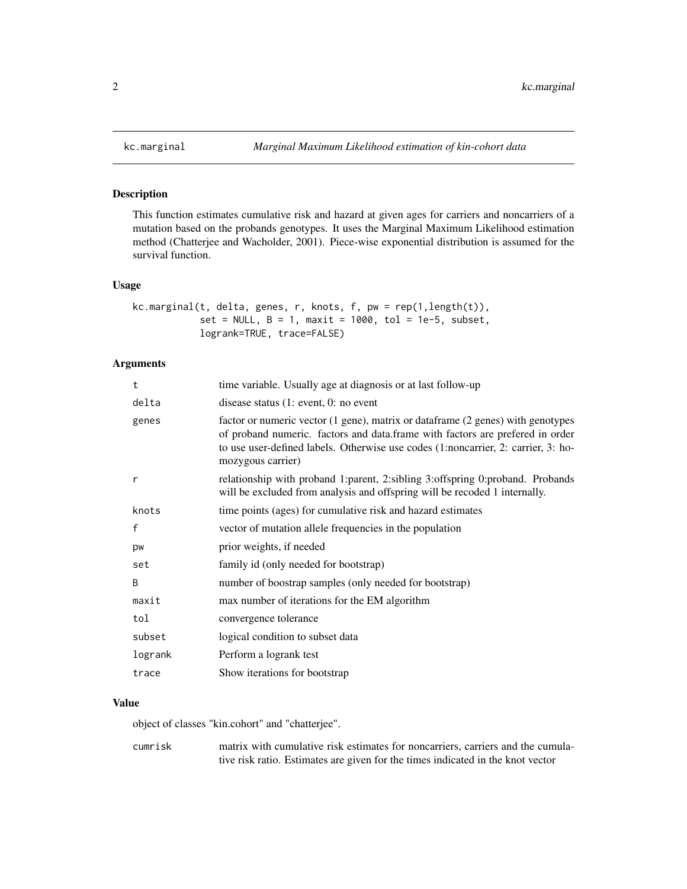# kc.marginal — *Marginal Maximum Likelihood estimation of kin-cohort data*

## Description

This function estimates cumulative risk and hazard at given ages for carriers and noncarriers of a mutation based on the probands genotypes. It uses the Marginal Maximum Likelihood estimation method (Chatterjee and Wacholder, 2001). Piece-wise exponential distribution is assumed for the survival function.

## Usage

```
kc.marginal(t, delta, genes, r, knots, f, pw = rep(1,length(t)),
            set = NULL, B = 1, maxit = 1000, tol = 1e-5, subset,
            logrank=TRUE, trace=FALSE)
```

## Arguments

| | |
|---|---|
| t | time variable. Usually age at diagnosis or at last follow-up |
| delta | disease status (1: event, 0: no event |
| genes | factor or numeric vector (1 gene), matrix or dataframe (2 genes) with genotypes of proband numeric. factors and data.frame with factors are prefered in order to use user-defined labels. Otherwise use codes (1:noncarrier, 2: carrier, 3: homozygous carrier) |
| r | relationship with proband 1:parent, 2:sibling 3:offspring 0:proband. Probands will be excluded from analysis and offspring will be recoded 1 internally. |
| knots | time points (ages) for cumulative risk and hazard estimates |
| f | vector of mutation allele frequencies in the population |
| pw | prior weights, if needed |
| set | family id (only needed for bootstrap) |
| B | number of boostrap samples (only needed for bootstrap) |
| maxit | max number of iterations for the EM algorithm |
| tol | convergence tolerance |
| subset | logical condition to subset data |
| logrank | Perform a logrank test |
| trace | Show iterations for bootstrap |

## Value

object of classes "kin.cohort" and "chatterjee".

| | |
|---|---|
| cumrisk | matrix with cumulative risk estimates for noncarriers, carriers and the cumulative risk ratio. Estimates are given for the times indicated in the knot vector |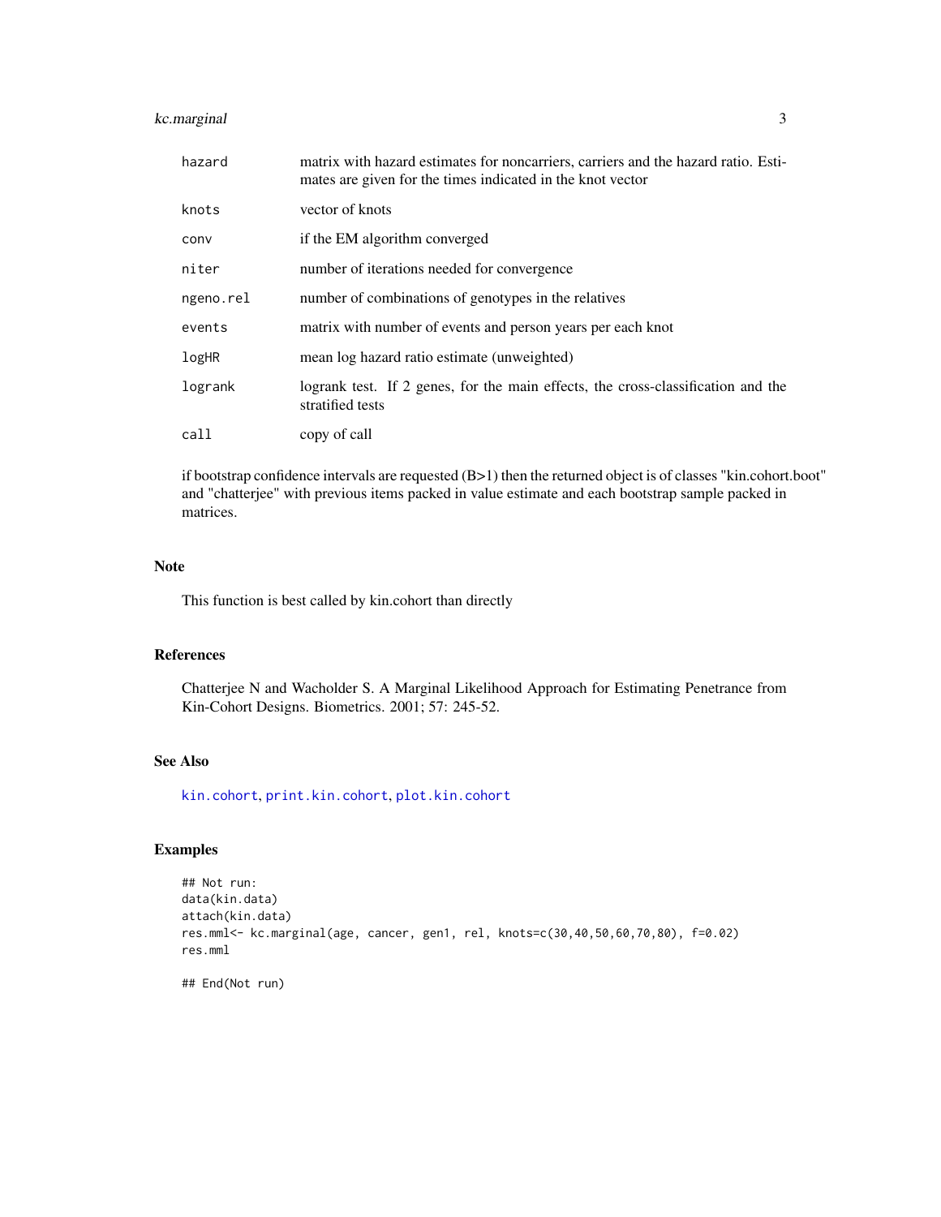| | |
|---|---|
| hazard | matrix with hazard estimates for noncarriers, carriers and the hazard ratio. Estimates are given for the times indicated in the knot vector |
| knots | vector of knots |
| conv | if the EM algorithm converged |
| niter | number of iterations needed for convergence |
| ngeno.rel | number of combinations of genotypes in the relatives |
| events | matrix with number of events and person years per each knot |
| logHR | mean log hazard ratio estimate (unweighted) |
| logrank | logrank test. If 2 genes, for the main effects, the cross-classification and the stratified tests |
| call | copy of call |

if bootstrap confidence intervals are requested (B>1) then the returned object is of classes "kin.cohort.boot" and "chatterjee" with previous items packed in value estimate and each bootstrap sample packed in matrices.

## Note

This function is best called by kin.cohort than directly

## References

Chatterjee N and Wacholder S. A Marginal Likelihood Approach for Estimating Penetrance from Kin-Cohort Designs. Biometrics. 2001; 57: 245-52.

## See Also

kin.cohort, print.kin.cohort, plot.kin.cohort

## Examples

```
## Not run:
data(kin.data)
attach(kin.data)
res.mml<- kc.marginal(age, cancer, gen1, rel, knots=c(30,40,50,60,70,80), f=0.02)
res.mml

## End(Not run)
```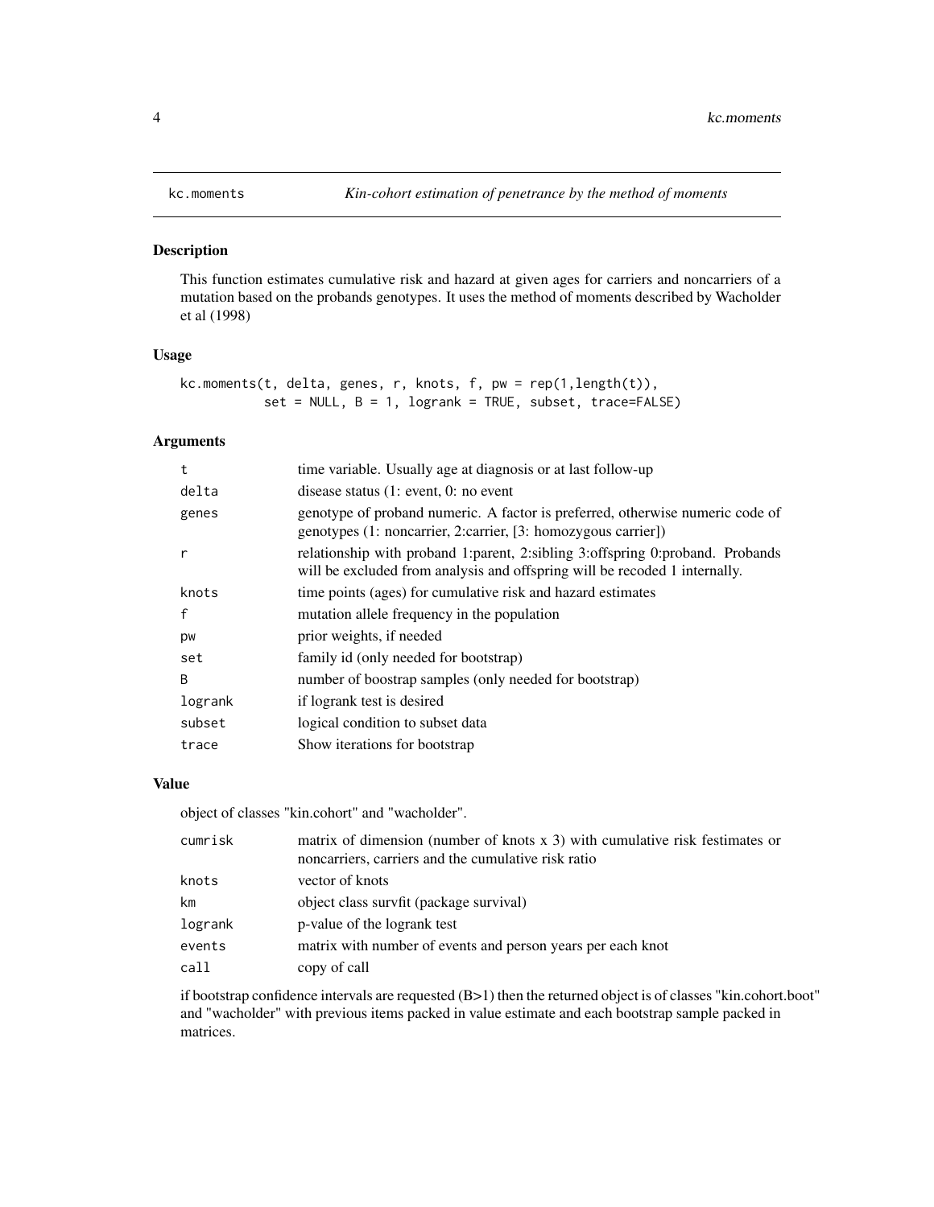# kc.moments — *Kin-cohort estimation of penetrance by the method of moments*

## Description

This function estimates cumulative risk and hazard at given ages for carriers and noncarriers of a mutation based on the probands genotypes. It uses the method of moments described by Wacholder et al (1998)

## Usage

```
kc.moments(t, delta, genes, r, knots, f, pw = rep(1,length(t)),
           set = NULL, B = 1, logrank = TRUE, subset, trace=FALSE)
```

## Arguments

| | |
|---|---|
| t | time variable. Usually age at diagnosis or at last follow-up |
| delta | disease status (1: event, 0: no event |
| genes | genotype of proband numeric. A factor is preferred, otherwise numeric code of genotypes (1: noncarrier, 2:carrier, [3: homozygous carrier]) |
| r | relationship with proband 1:parent, 2:sibling 3:offspring 0:proband. Probands will be excluded from analysis and offspring will be recoded 1 internally. |
| knots | time points (ages) for cumulative risk and hazard estimates |
| f | mutation allele frequency in the population |
| pw | prior weights, if needed |
| set | family id (only needed for bootstrap) |
| B | number of boostrap samples (only needed for bootstrap) |
| logrank | if logrank test is desired |
| subset | logical condition to subset data |
| trace | Show iterations for bootstrap |

## Value

object of classes "kin.cohort" and "wacholder".

| | |
|---|---|
| cumrisk | matrix of dimension (number of knots x 3) with cumulative risk festimates or noncarriers, carriers and the cumulative risk ratio |
| knots | vector of knots |
| km | object class survfit (package survival) |
| logrank | p-value of the logrank test |
| events | matrix with number of events and person years per each knot |
| call | copy of call |

if bootstrap confidence intervals are requested (B>1) then the returned object is of classes "kin.cohort.boot" and "wacholder" with previous items packed in value estimate and each bootstrap sample packed in matrices.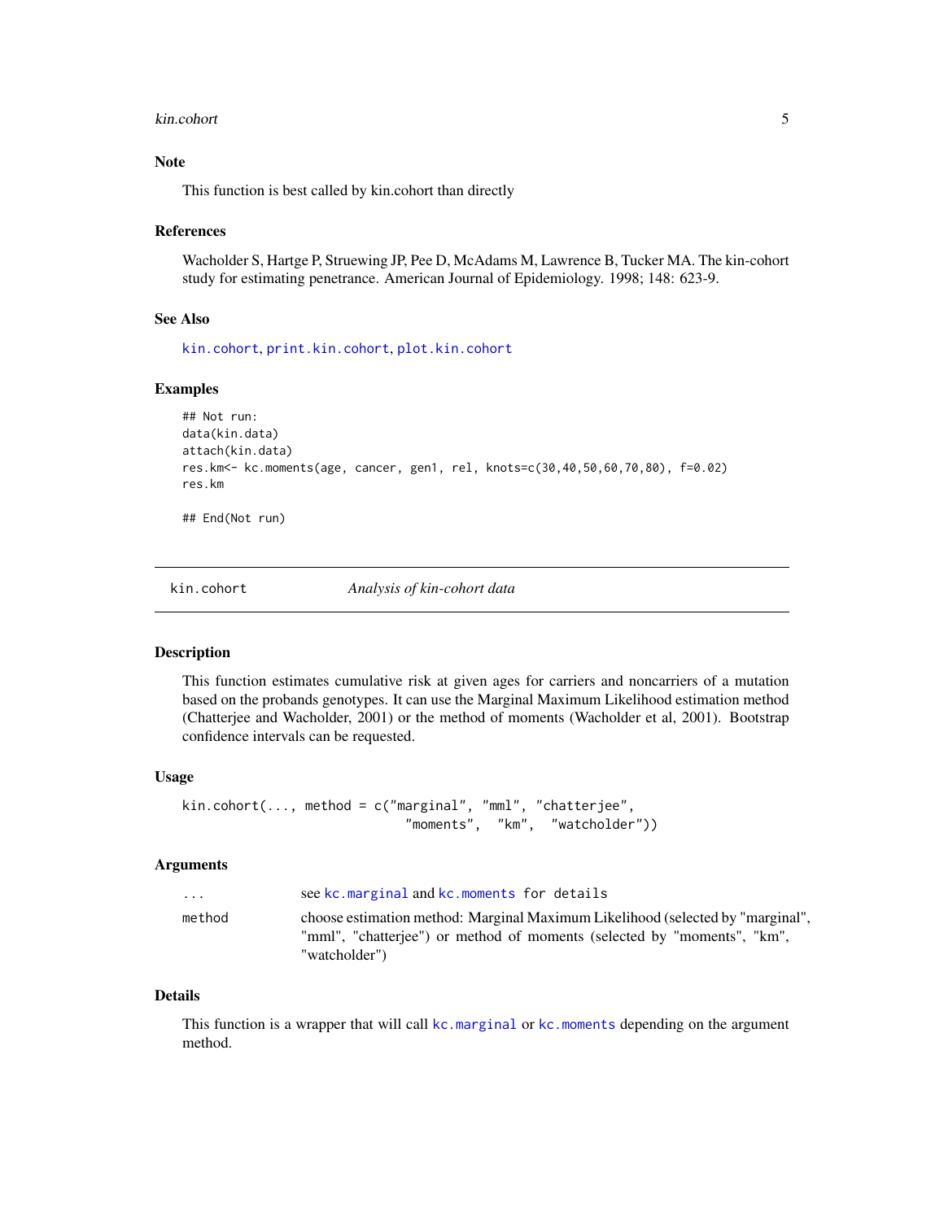### Note

This function is best called by kin.cohort than directly

### References

Wacholder S, Hartge P, Struewing JP, Pee D, McAdams M, Lawrence B, Tucker MA. The kin-cohort study for estimating penetrance. American Journal of Epidemiology. 1998; 148: 623-9.

### See Also

kin.cohort, print.kin.cohort, plot.kin.cohort

### Examples

```
## Not run:
data(kin.data)
attach(kin.data)
res.km<- kc.moments(age, cancer, gen1, rel, knots=c(30,40,50,60,70,80), f=0.02)
res.km

## End(Not run)
```

---

## kin.cohort — *Analysis of kin-cohort data*

### Description

This function estimates cumulative risk at given ages for carriers and noncarriers of a mutation based on the probands genotypes. It can use the Marginal Maximum Likelihood estimation method (Chatterjee and Wacholder, 2001) or the method of moments (Wacholder et al, 2001). Bootstrap confidence intervals can be requested.

### Usage

```
kin.cohort(..., method = c("marginal", "mml", "chatterjee",
                           "moments",  "km",  "watcholder"))
```

### Arguments

| | |
|---|---|
| `...` | see kc.marginal and kc.moments for details |
| `method` | choose estimation method: Marginal Maximum Likelihood (selected by "marginal", "mml", "chatterjee") or method of moments (selected by "moments", "km", "watcholder") |

### Details

This function is a wrapper that will call kc.marginal or kc.moments depending on the argument method.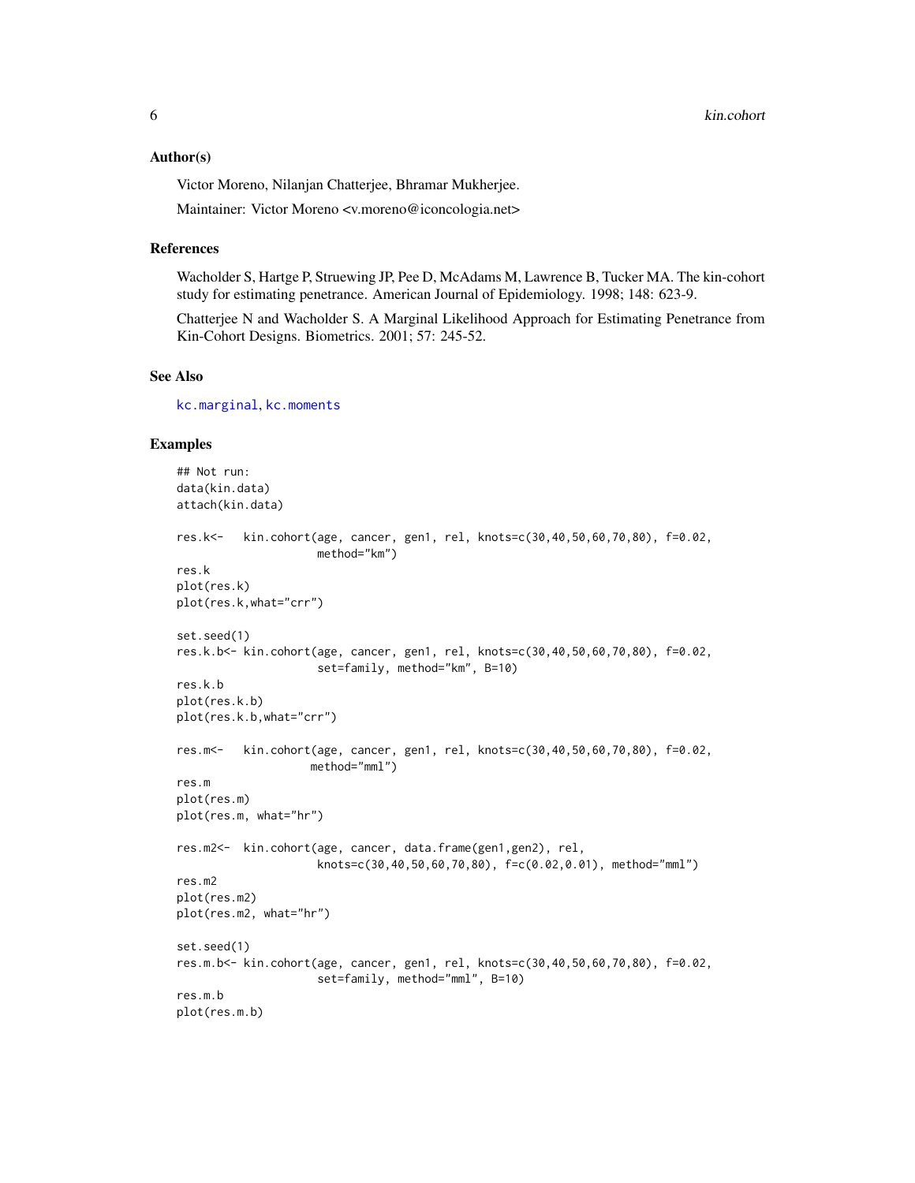## Author(s)

Victor Moreno, Nilanjan Chatterjee, Bhramar Mukherjee.

Maintainer: Victor Moreno <v.moreno@iconcologia.net>

## References

Wacholder S, Hartge P, Struewing JP, Pee D, McAdams M, Lawrence B, Tucker MA. The kin-cohort study for estimating penetrance. American Journal of Epidemiology. 1998; 148: 623-9.

Chatterjee N and Wacholder S. A Marginal Likelihood Approach for Estimating Penetrance from Kin-Cohort Designs. Biometrics. 2001; 57: 245-52.

## See Also

kc.marginal, kc.moments

## Examples

```
## Not run:
data(kin.data)
attach(kin.data)

res.k<-   kin.cohort(age, cancer, gen1, rel, knots=c(30,40,50,60,70,80), f=0.02,
                     method="km")
res.k
plot(res.k)
plot(res.k,what="crr")

set.seed(1)
res.k.b<- kin.cohort(age, cancer, gen1, rel, knots=c(30,40,50,60,70,80), f=0.02,
                     set=family, method="km", B=10)
res.k.b
plot(res.k.b)
plot(res.k.b,what="crr")

res.m<-   kin.cohort(age, cancer, gen1, rel, knots=c(30,40,50,60,70,80), f=0.02,
                    method="mml")
res.m
plot(res.m)
plot(res.m, what="hr")

res.m2<-  kin.cohort(age, cancer, data.frame(gen1,gen2), rel,
                     knots=c(30,40,50,60,70,80), f=c(0.02,0.01), method="mml")
res.m2
plot(res.m2)
plot(res.m2, what="hr")

set.seed(1)
res.m.b<- kin.cohort(age, cancer, gen1, rel, knots=c(30,40,50,60,70,80), f=0.02,
                     set=family, method="mml", B=10)
res.m.b
plot(res.m.b)
```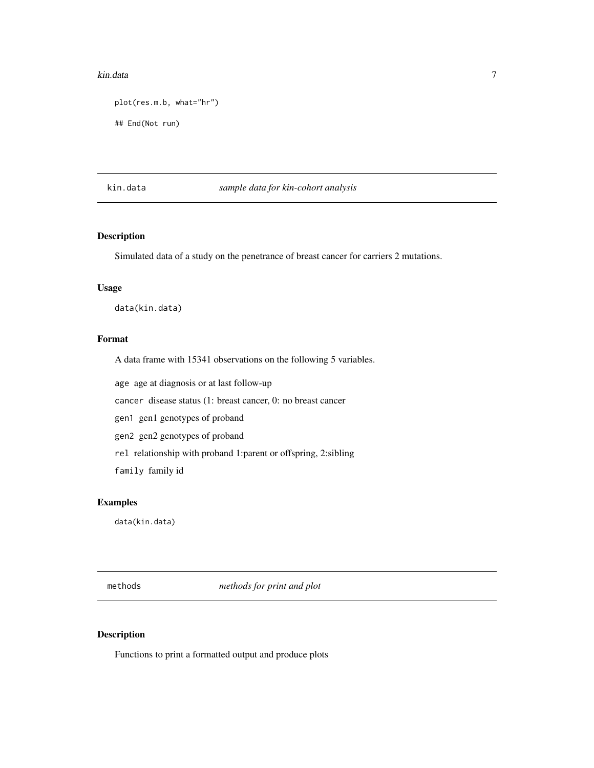```
plot(res.m.b, what="hr")

## End(Not run)
```

## kin.data — *sample data for kin-cohort analysis*

### Description

Simulated data of a study on the penetrance of breast cancer for carriers 2 mutations.

### Usage

```
data(kin.data)
```

### Format

A data frame with 15341 observations on the following 5 variables.

`age` age at diagnosis or at last follow-up

`cancer` disease status (1: breast cancer, 0: no breast cancer

`gen1` gen1 genotypes of proband

`gen2` gen2 genotypes of proband

`rel` relationship with proband 1:parent or offspring, 2:sibling

`family` family id

### Examples

```
data(kin.data)
```

## methods — *methods for print and plot*

### Description

Functions to print a formatted output and produce plots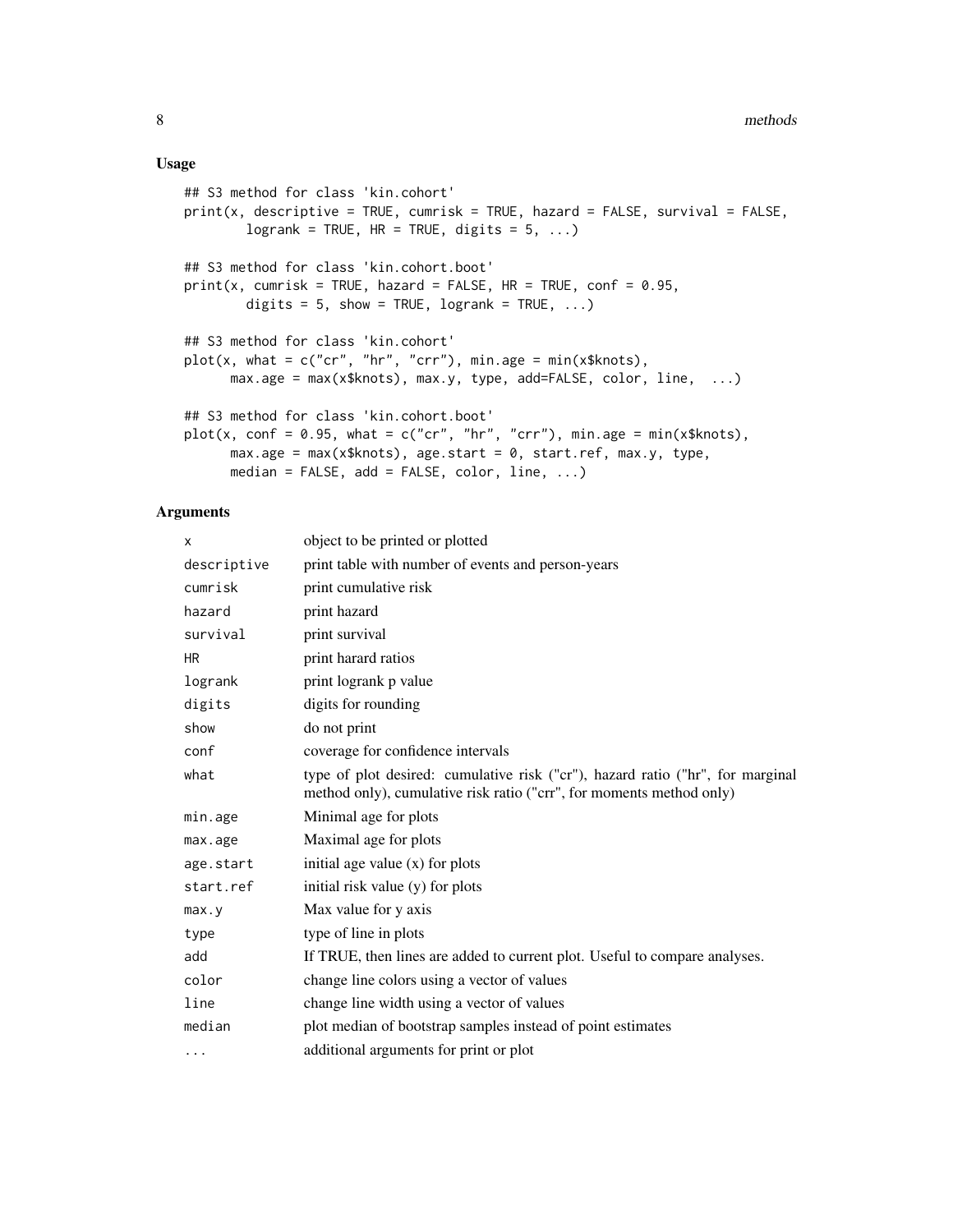## Usage

```
## S3 method for class 'kin.cohort'
print(x, descriptive = TRUE, cumrisk = TRUE, hazard = FALSE, survival = FALSE,
        logrank = TRUE, HR = TRUE, digits = 5, ...)

## S3 method for class 'kin.cohort.boot'
print(x, cumrisk = TRUE, hazard = FALSE, HR = TRUE, conf = 0.95,
        digits = 5, show = TRUE, logrank = TRUE, ...)

## S3 method for class 'kin.cohort'
plot(x, what = c("cr", "hr", "crr"), min.age = min(x$knots),
      max.age = max(x$knots), max.y, type, add=FALSE, color, line,  ...)

## S3 method for class 'kin.cohort.boot'
plot(x, conf = 0.95, what = c("cr", "hr", "crr"), min.age = min(x$knots),
      max.age = max(x$knots), age.start = 0, start.ref, max.y, type,
      median = FALSE, add = FALSE, color, line, ...)
```

## Arguments

| | |
|---|---|
| `x` | object to be printed or plotted |
| `descriptive` | print table with number of events and person-years |
| `cumrisk` | print cumulative risk |
| `hazard` | print hazard |
| `survival` | print survival |
| `HR` | print harard ratios |
| `logrank` | print logrank p value |
| `digits` | digits for rounding |
| `show` | do not print |
| `conf` | coverage for confidence intervals |
| `what` | type of plot desired: cumulative risk ("cr"), hazard ratio ("hr", for marginal method only), cumulative risk ratio ("crr", for moments method only) |
| `min.age` | Minimal age for plots |
| `max.age` | Maximal age for plots |
| `age.start` | initial age value (x) for plots |
| `start.ref` | initial risk value (y) for plots |
| `max.y` | Max value for y axis |
| `type` | type of line in plots |
| `add` | If TRUE, then lines are added to current plot. Useful to compare analyses. |
| `color` | change line colors using a vector of values |
| `line` | change line width using a vector of values |
| `median` | plot median of bootstrap samples instead of point estimates |
| `...` | additional arguments for print or plot |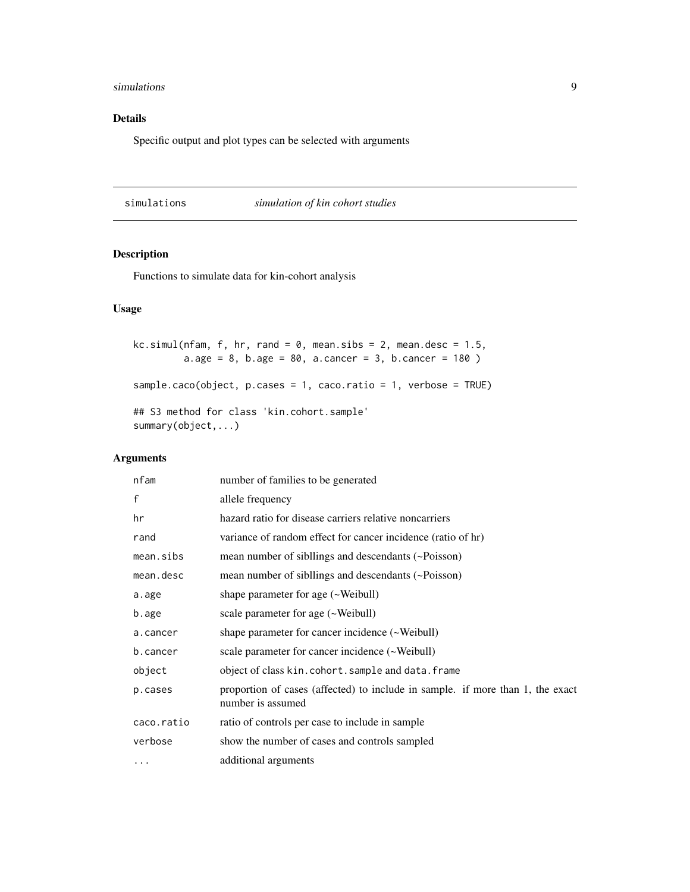## Details

Specific output and plot types can be selected with arguments

---

`simulations` *simulation of kin cohort studies*

---

## Description

Functions to simulate data for kin-cohort analysis

## Usage

```
kc.simul(nfam, f, hr, rand = 0, mean.sibs = 2, mean.desc = 1.5,
        a.age = 8, b.age = 80, a.cancer = 3, b.cancer = 180 )

sample.caco(object, p.cases = 1, caco.ratio = 1, verbose = TRUE)

## S3 method for class 'kin.cohort.sample'
summary(object,...)
```

## Arguments

| | |
|---|---|
| `nfam` | number of families to be generated |
| `f` | allele frequency |
| `hr` | hazard ratio for disease carriers relative noncarriers |
| `rand` | variance of random effect for cancer incidence (ratio of hr) |
| `mean.sibs` | mean number of sibllings and descendants (~Poisson) |
| `mean.desc` | mean number of sibllings and descendants (~Poisson) |
| `a.age` | shape parameter for age (~Weibull) |
| `b.age` | scale parameter for age (~Weibull) |
| `a.cancer` | shape parameter for cancer incidence (~Weibull) |
| `b.cancer` | scale parameter for cancer incidence (~Weibull) |
| `object` | object of class `kin.cohort.sample` and `data.frame` |
| `p.cases` | proportion of cases (affected) to include in sample. if more than 1, the exact number is assumed |
| `caco.ratio` | ratio of controls per case to include in sample |
| `verbose` | show the number of cases and controls sampled |
| `...` | additional arguments |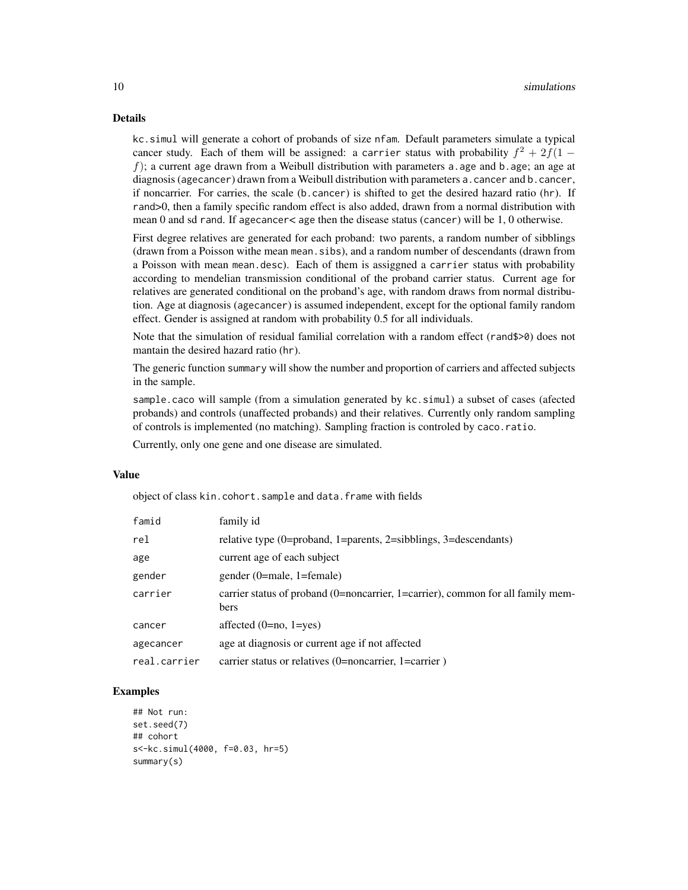## Details

kc.simul will generate a cohort of probands of size nfam. Default parameters simulate a typical cancer study. Each of them will be assigned: a carrier status with probability $f^2 + 2f(1 - f)$; a current age drawn from a Weibull distribution with parameters a.age and b.age; an age at diagnosis (agecancer) drawn from a Weibull distribution with parameters a.cancer and b.cancer, if noncarrier. For carries, the scale (b.cancer) is shifted to get the desired hazard ratio (hr). If rand>0, then a family specific random effect is also added, drawn from a normal distribution with mean 0 and sd rand. If agecancer< age then the disease status (cancer) will be 1, 0 otherwise.

First degree relatives are generated for each proband: two parents, a random number of sibblings (drawn from a Poisson withe mean mean.sibs), and a random number of descendants (drawn from a Poisson with mean mean.desc). Each of them is assiggned a carrier status with probability according to mendelian transmission conditional of the proband carrier status. Current age for relatives are generated conditional on the proband's age, with random draws from normal distribution. Age at diagnosis (agecancer) is assumed independent, except for the optional family random effect. Gender is assigned at random with probability 0.5 for all individuals.

Note that the simulation of residual familial correlation with a random effect (rand$>0) does not mantain the desired hazard ratio (hr).

The generic function summary will show the number and proportion of carriers and affected subjects in the sample.

sample.caco will sample (from a simulation generated by kc.simul) a subset of cases (afected probands) and controls (unaffected probands) and their relatives. Currently only random sampling of controls is implemented (no matching). Sampling fraction is controled by caco.ratio.

Currently, only one gene and one disease are simulated.

## Value

object of class kin.cohort.sample and data.frame with fields

| | |
|---|---|
| famid | family id |
| rel | relative type (0=proband, 1=parents, 2=sibblings, 3=descendants) |
| age | current age of each subject |
| gender | gender (0=male, 1=female) |
| carrier | carrier status of proband (0=noncarrier, 1=carrier), common for all family members |
| cancer | affected (0=no, 1=yes) |
| agecancer | age at diagnosis or current age if not affected |
| real.carrier | carrier status or relatives (0=noncarrier, 1=carrier ) |

## Examples

```
## Not run:
set.seed(7)
## cohort
s<-kc.simul(4000, f=0.03, hr=5)
summary(s)
```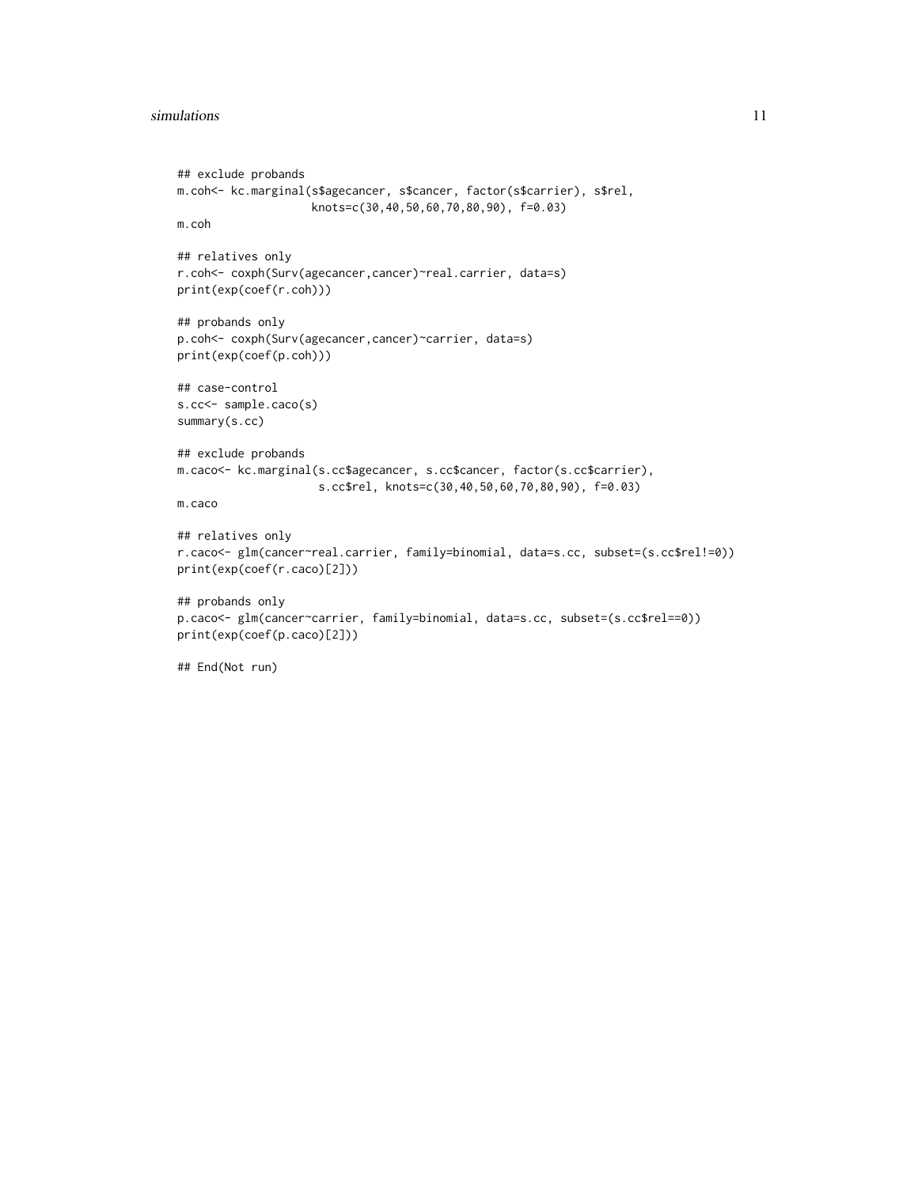```
## exclude probands
m.coh<- kc.marginal(s$agecancer, s$cancer, factor(s$carrier), s$rel,
                    knots=c(30,40,50,60,70,80,90), f=0.03)
m.coh

## relatives only
r.coh<- coxph(Surv(agecancer,cancer)~real.carrier, data=s)
print(exp(coef(r.coh)))

## probands only
p.coh<- coxph(Surv(agecancer,cancer)~carrier, data=s)
print(exp(coef(p.coh)))

## case-control
s.cc<- sample.caco(s)
summary(s.cc)

## exclude probands
m.caco<- kc.marginal(s.cc$agecancer, s.cc$cancer, factor(s.cc$carrier),
                     s.cc$rel, knots=c(30,40,50,60,70,80,90), f=0.03)
m.caco

## relatives only
r.caco<- glm(cancer~real.carrier, family=binomial, data=s.cc, subset=(s.cc$rel!=0))
print(exp(coef(r.caco)[2]))

## probands only
p.caco<- glm(cancer~carrier, family=binomial, data=s.cc, subset=(s.cc$rel==0))
print(exp(coef(p.caco)[2]))

## End(Not run)
```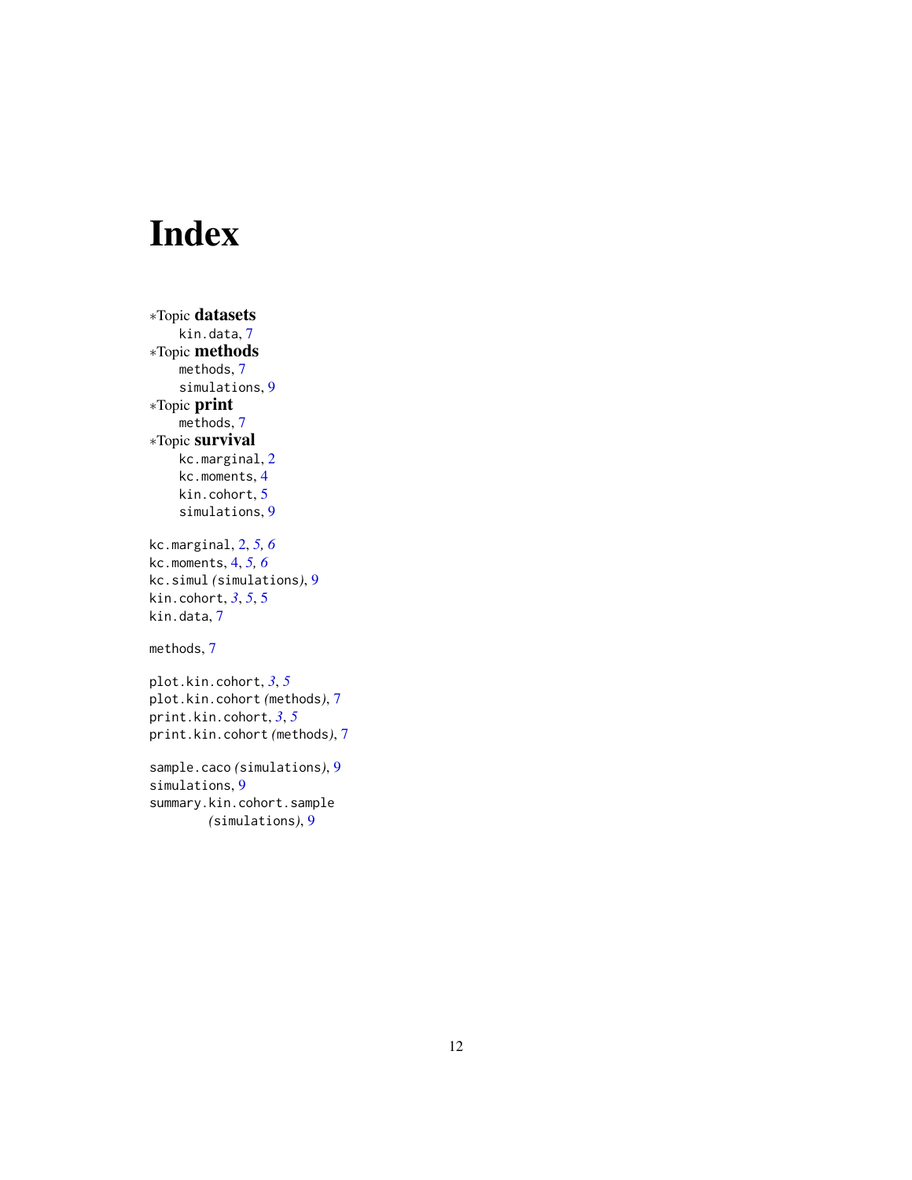# Index

*Topic **datasets**
  kin.data, 7

*Topic **methods**
  methods, 7
  simulations, 9

*Topic **print**
  methods, 7

*Topic **survival**
  kc.marginal, 2
  kc.moments, 4
  kin.cohort, 5
  simulations, 9

kc.marginal, 2, *5, 6*
kc.moments, 4, *5, 6*
kc.simul *(simulations)*, 9
kin.cohort, *3*, *5*, 5
kin.data, 7

methods, 7

plot.kin.cohort, *3*, *5*
plot.kin.cohort *(methods)*, 7
print.kin.cohort, *3*, *5*
print.kin.cohort *(methods)*, 7

sample.caco *(simulations)*, 9
simulations, 9
summary.kin.cohort.sample *(simulations)*, 9